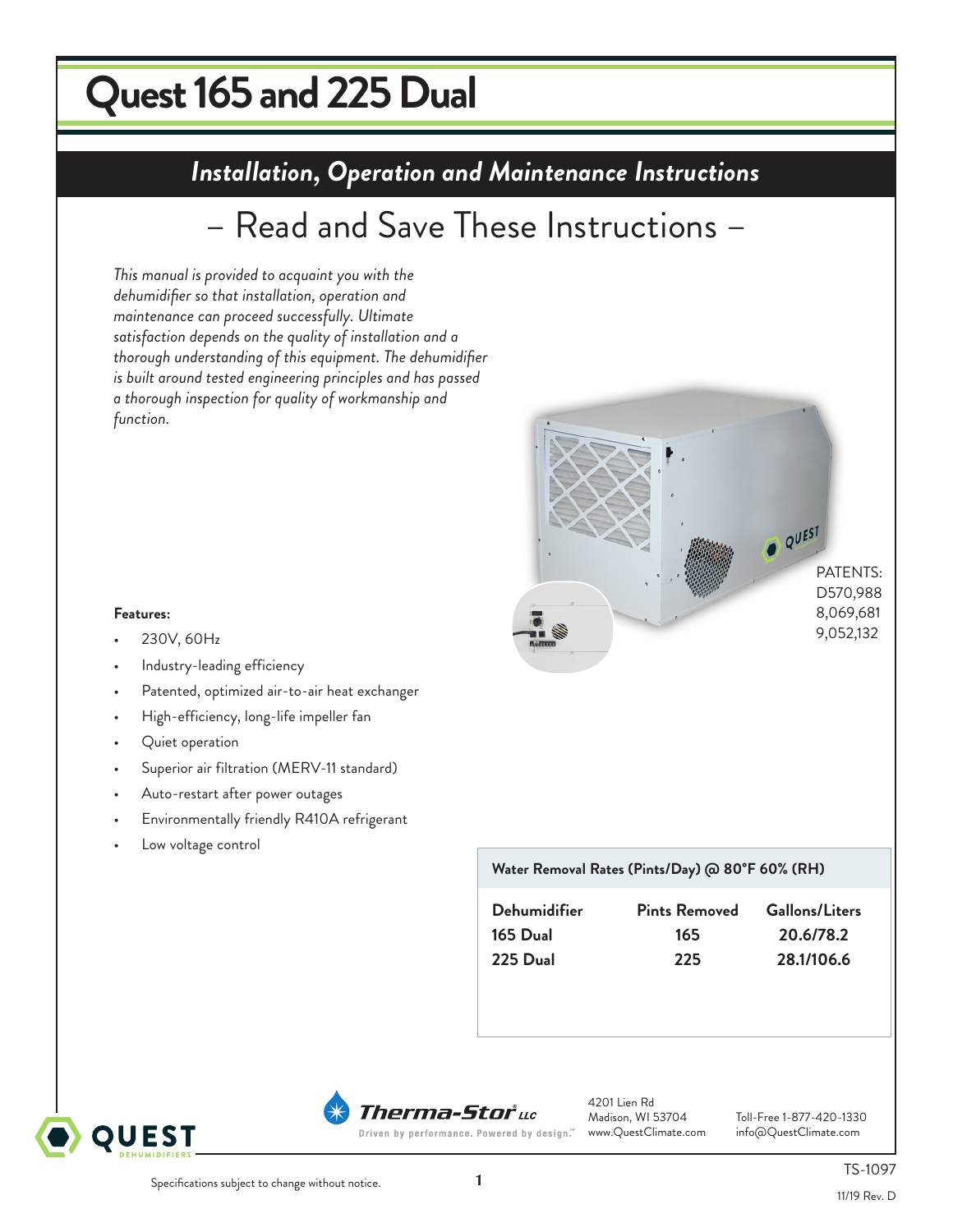# Quest 165 and 225 Dual

## *Installation, Operation and Maintenance Instructions*

### – Read and Save These Instructions –

*This manual is provided to acquaint you with the dehumidifier so that installation, operation and maintenance can proceed successfully. Ultimate satisfaction depends on the quality of installation and a thorough understanding of this equipment. The dehumidifier is built around tested engineering principles and has passed a thorough inspection for quality of workmanship and function.*

PATENTS:
D570,988
8,069,681
9,052,132

**Features:**

- 230V, 60Hz
- Industry-leading efficiency
- Patented, optimized air-to-air heat exchanger
- High-efficiency, long-life impeller fan
- Quiet operation
- Superior air filtration (MERV-11 standard)
- Auto-restart after power outages
- Environmentally friendly R410A refrigerant
- Low voltage control

**Water Removal Rates (Pints/Day) @ 80°F 60% (RH)**

| Dehumidifier | Pints Removed | Gallons/Liters |
| --- | --- | --- |
| 165 Dual | 165 | 20.6/78.2 |
| 225 Dual | 225 | 28.1/106.6 |

QUEST DEHUMIDIFIERS

Therma-Stor® LLC
Driven by performance. Powered by design.™

4201 Lien Rd
Madison, WI 53704
www.QuestClimate.com

Toll-Free 1-877-420-1330
info@QuestClimate.com

TS-1097

Specifications subject to change without notice.

11/19 Rev. D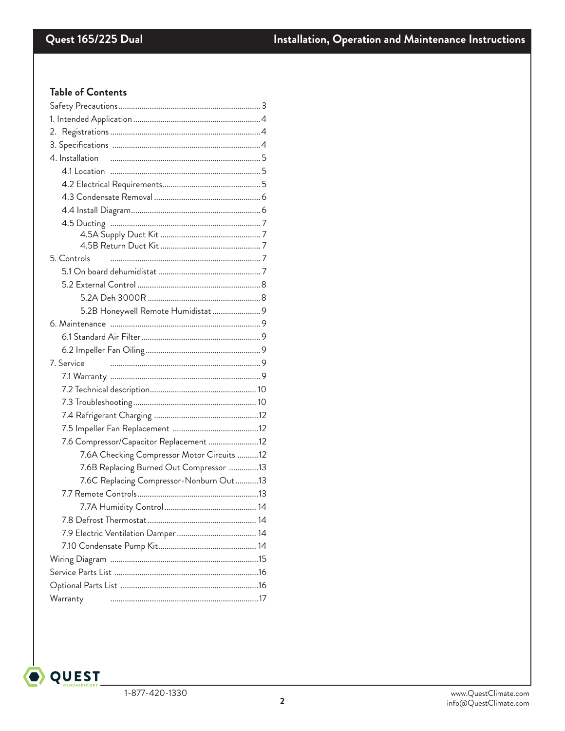## Table of Contents

Safety Precautions ........ 3
1. Intended Application ........ 4
2. Registrations ........ 4
3. Specifications ........ 4
4. Installation ........ 5
    4.1 Location ........ 5
    4.2 Electrical Requirements ........ 5
    4.3 Condensate Removal ........ 6
    4.4 Install Diagram ........ 6
    4.5 Ducting ........ 7
        4.5A Supply Duct Kit ........ 7
        4.5B Return Duct Kit ........ 7
5. Controls ........ 7
    5.1 On board dehumidistat ........ 7
    5.2 External Control ........ 8
        5.2A Deh 3000R ........ 8
        5.2B Honeywell Remote Humidistat ........ 9
6. Maintenance ........ 9
    6.1 Standard Air Filter ........ 9
    6.2 Impeller Fan Oiling ........ 9
7. Service ........ 9
    7.1 Warranty ........ 9
    7.2 Technical description ........ 10
    7.3 Troubleshooting ........ 10
    7.4 Refrigerant Charging ........ 12
    7.5 Impeller Fan Replacement ........ 12
    7.6 Compressor/Capacitor Replacement ........ 12
        7.6A Checking Compressor Motor Circuits ........ 12
        7.6B Replacing Burned Out Compressor ........ 13
        7.6C Replacing Compressor-Nonburn Out ........ 13
    7.7 Remote Controls ........ 13
        7.7A Humidity Control ........ 14
    7.8 Defrost Thermostat ........ 14
    7.9 Electric Ventilation Damper ........ 14
    7.10 Condensate Pump Kit ........ 14
Wiring Diagram ........ 15
Service Parts List ........ 16
Optional Parts List ........ 16
Warranty ........ 17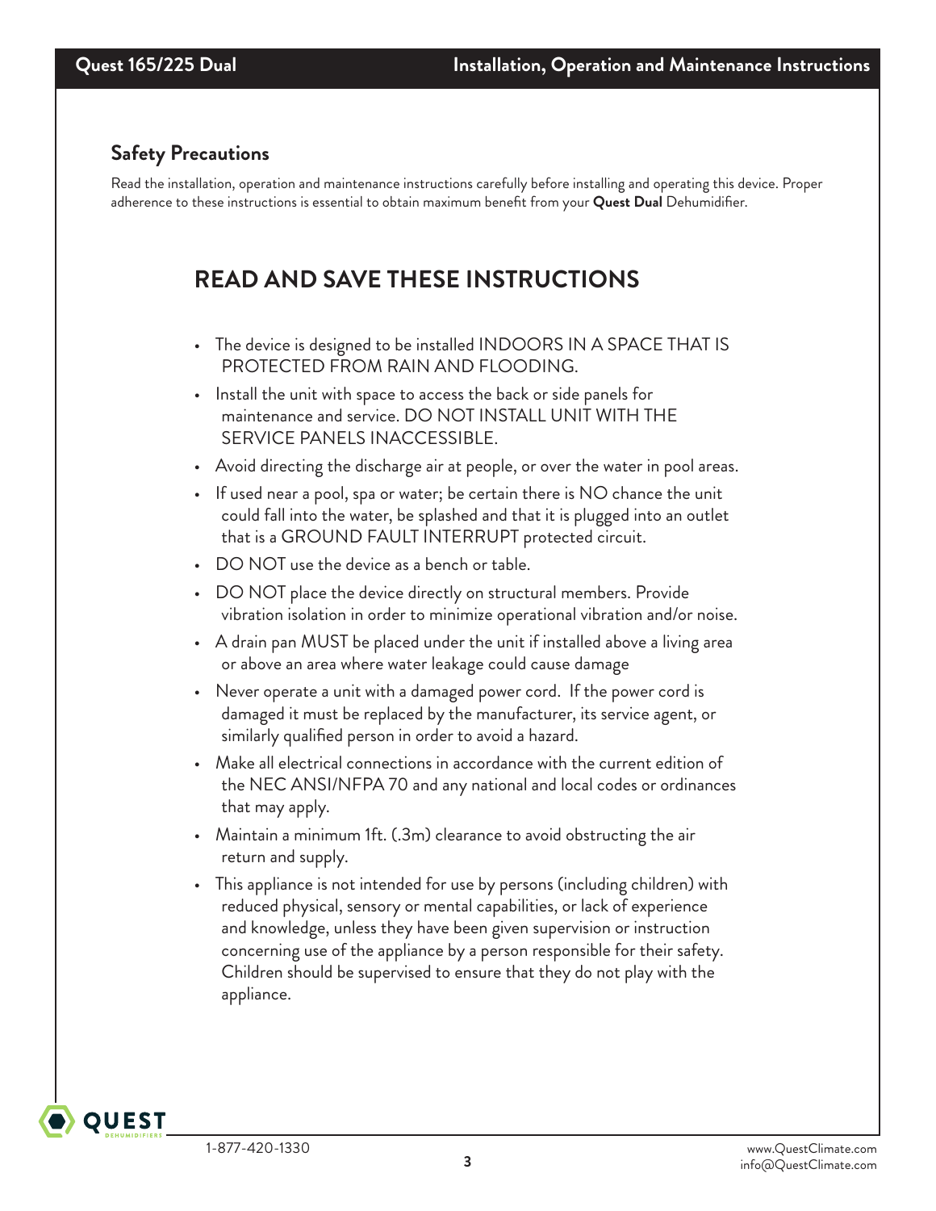## Safety Precautions

Read the installation, operation and maintenance instructions carefully before installing and operating this device. Proper adherence to these instructions is essential to obtain maximum benefit from your **Quest Dual** Dehumidifier.

# READ AND SAVE THESE INSTRUCTIONS

- The device is designed to be installed INDOORS IN A SPACE THAT IS PROTECTED FROM RAIN AND FLOODING.
- Install the unit with space to access the back or side panels for maintenance and service. DO NOT INSTALL UNIT WITH THE SERVICE PANELS INACCESSIBLE.
- Avoid directing the discharge air at people, or over the water in pool areas.
- If used near a pool, spa or water; be certain there is NO chance the unit could fall into the water, be splashed and that it is plugged into an outlet that is a GROUND FAULT INTERRUPT protected circuit.
- DO NOT use the device as a bench or table.
- DO NOT place the device directly on structural members. Provide vibration isolation in order to minimize operational vibration and/or noise.
- A drain pan MUST be placed under the unit if installed above a living area or above an area where water leakage could cause damage
- Never operate a unit with a damaged power cord. If the power cord is damaged it must be replaced by the manufacturer, its service agent, or similarly qualified person in order to avoid a hazard.
- Make all electrical connections in accordance with the current edition of the NEC ANSI/NFPA 70 and any national and local codes or ordinances that may apply.
- Maintain a minimum 1ft. (.3m) clearance to avoid obstructing the air return and supply.
- This appliance is not intended for use by persons (including children) with reduced physical, sensory or mental capabilities, or lack of experience and knowledge, unless they have been given supervision or instruction concerning use of the appliance by a person responsible for their safety. Children should be supervised to ensure that they do not play with the appliance.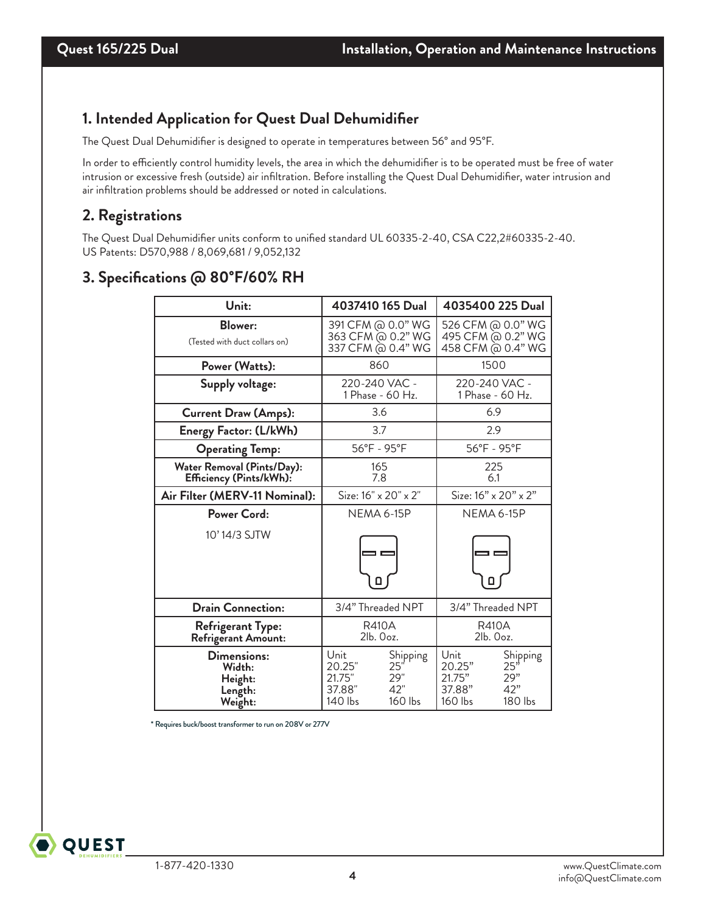## 1. Intended Application for Quest Dual Dehumidifier

The Quest Dual Dehumidifier is designed to operate in temperatures between 56° and 95°F.

In order to efficiently control humidity levels, the area in which the dehumidifier is to be operated must be free of water intrusion or excessive fresh (outside) air infiltration. Before installing the Quest Dual Dehumidifier, water intrusion and air infiltration problems should be addressed or noted in calculations.

## 2. Registrations

The Quest Dual Dehumidifier units conform to unified standard UL 60335-2-40, CSA C22,2#60335-2-40.
US Patents: D570,988 / 8,069,681 / 9,052,132

## 3. Specifications @ 80°F/60% RH

| Unit: | 4037410 165 Dual | 4035400 225 Dual |
|---|---|---|
| **Blower:** (Tested with duct collars on) | 391 CFM @ 0.0" WG<br>363 CFM @ 0.2" WG<br>337 CFM @ 0.4" WG | 526 CFM @ 0.0" WG<br>495 CFM @ 0.2" WG<br>458 CFM @ 0.4" WG |
| **Power (Watts):** | 860 | 1500 |
| **Supply voltage:** | 220-240 VAC - 1 Phase - 60 Hz. | 220-240 VAC - 1 Phase - 60 Hz. |
| **Current Draw (Amps):** | 3.6 | 6.9 |
| **Energy Factor: (L/kWh)** | 3.7 | 2.9 |
| **Operating Temp:** | 56°F - 95°F | 56°F - 95°F |
| **Water Removal (Pints/Day):**<br>**Efficiency (Pints/kWh):** | 165<br>7.8 | 225<br>6.1 |
| **Air Filter (MERV-11 Nominal):** | Size: 16" x 20" x 2" | Size: 16" x 20" x 2" |
| **Power Cord:** 10' 14/3 SJTW | NEMA 6-15P | NEMA 6-15P |
| **Drain Connection:** | 3/4" Threaded NPT | 3/4" Threaded NPT |
| **Refrigerant Type:**<br>**Refrigerant Amount:** | R410A<br>2lb. 0oz. | R410A<br>2lb. 0oz. |
| **Dimensions:**<br>**Width:**<br>**Height:**<br>**Length:**<br>**Weight:** | Unit / Shipping<br>20.25" / 25"<br>21.75" / 29"<br>37.88" / 42"<br>140 lbs / 160 lbs | Unit / Shipping<br>20.25" / 25"<br>21.75" / 29"<br>37.88" / 42"<br>160 lbs / 180 lbs |

\* Requires buck/boost transformer to run on 208V or 277V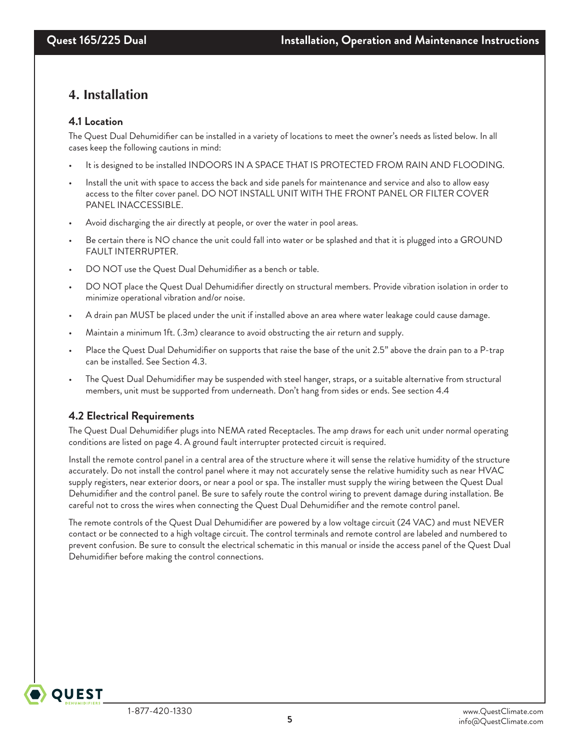# 4. Installation

## 4.1 Location

The Quest Dual Dehumidifier can be installed in a variety of locations to meet the owner's needs as listed below. In all cases keep the following cautions in mind:

- It is designed to be installed INDOORS IN A SPACE THAT IS PROTECTED FROM RAIN AND FLOODING.
- Install the unit with space to access the back and side panels for maintenance and service and also to allow easy access to the filter cover panel. DO NOT INSTALL UNIT WITH THE FRONT PANEL OR FILTER COVER PANEL INACCESSIBLE.
- Avoid discharging the air directly at people, or over the water in pool areas.
- Be certain there is NO chance the unit could fall into water or be splashed and that it is plugged into a GROUND FAULT INTERRUPTER.
- DO NOT use the Quest Dual Dehumidifier as a bench or table.
- DO NOT place the Quest Dual Dehumidifier directly on structural members. Provide vibration isolation in order to minimize operational vibration and/or noise.
- A drain pan MUST be placed under the unit if installed above an area where water leakage could cause damage.
- Maintain a minimum 1ft. (.3m) clearance to avoid obstructing the air return and supply.
- Place the Quest Dual Dehumidifier on supports that raise the base of the unit 2.5" above the drain pan to a P-trap can be installed. See Section 4.3.
- The Quest Dual Dehumidifier may be suspended with steel hanger, straps, or a suitable alternative from structural members, unit must be supported from underneath. Don't hang from sides or ends. See section 4.4

## 4.2 Electrical Requirements

The Quest Dual Dehumidifier plugs into NEMA rated Receptacles. The amp draws for each unit under normal operating conditions are listed on page 4. A ground fault interrupter protected circuit is required.

Install the remote control panel in a central area of the structure where it will sense the relative humidity of the structure accurately. Do not install the control panel where it may not accurately sense the relative humidity such as near HVAC supply registers, near exterior doors, or near a pool or spa. The installer must supply the wiring between the Quest Dual Dehumidifier and the control panel. Be sure to safely route the control wiring to prevent damage during installation. Be careful not to cross the wires when connecting the Quest Dual Dehumidifier and the remote control panel.

The remote controls of the Quest Dual Dehumidifier are powered by a low voltage circuit (24 VAC) and must NEVER contact or be connected to a high voltage circuit. The control terminals and remote control are labeled and numbered to prevent confusion. Be sure to consult the electrical schematic in this manual or inside the access panel of the Quest Dual Dehumidifier before making the control connections.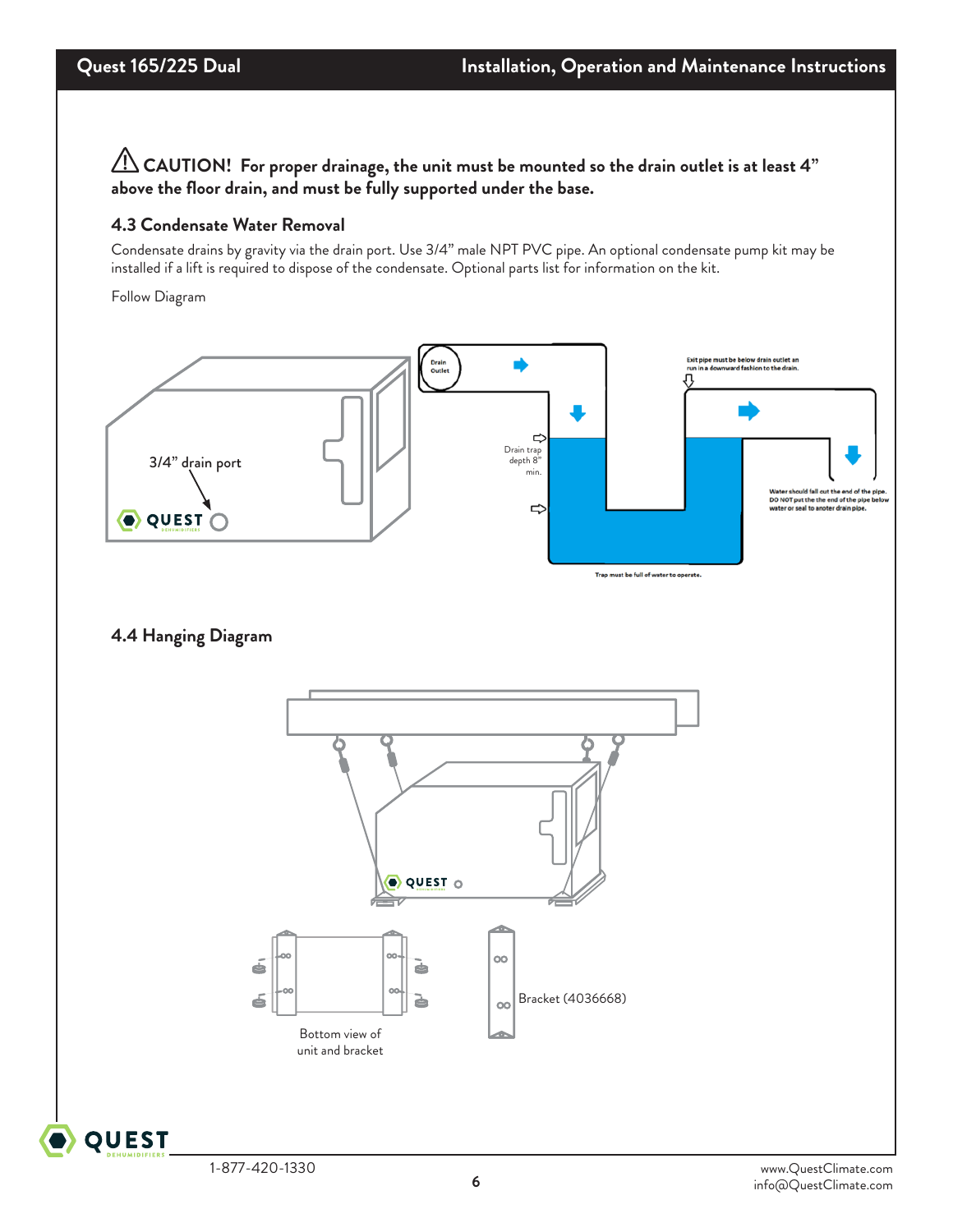⚠ **CAUTION! For proper drainage, the unit must be mounted so the drain outlet is at least 4" above the floor drain, and must be fully supported under the base.**

### 4.3 Condensate Water Removal

Condensate drains by gravity via the drain port. Use 3/4" male NPT PVC pipe. An optional condensate pump kit may be installed if a lift is required to dispose of the condensate. Optional parts list for information on the kit.

Follow Diagram

3/4" drain port

Drain Outlet

Drain trap depth 8" min.

Exit pipe must be below drain outlet an run in a downward fashion to the drain.

Water should fall out the end of the pipe. DO NOT put the the end of the pipe below water or seal to anoter drain pipe.

Trap must be full of water to operate.

### 4.4 Hanging Diagram

Bottom view of unit and bracket

Bracket (4036668)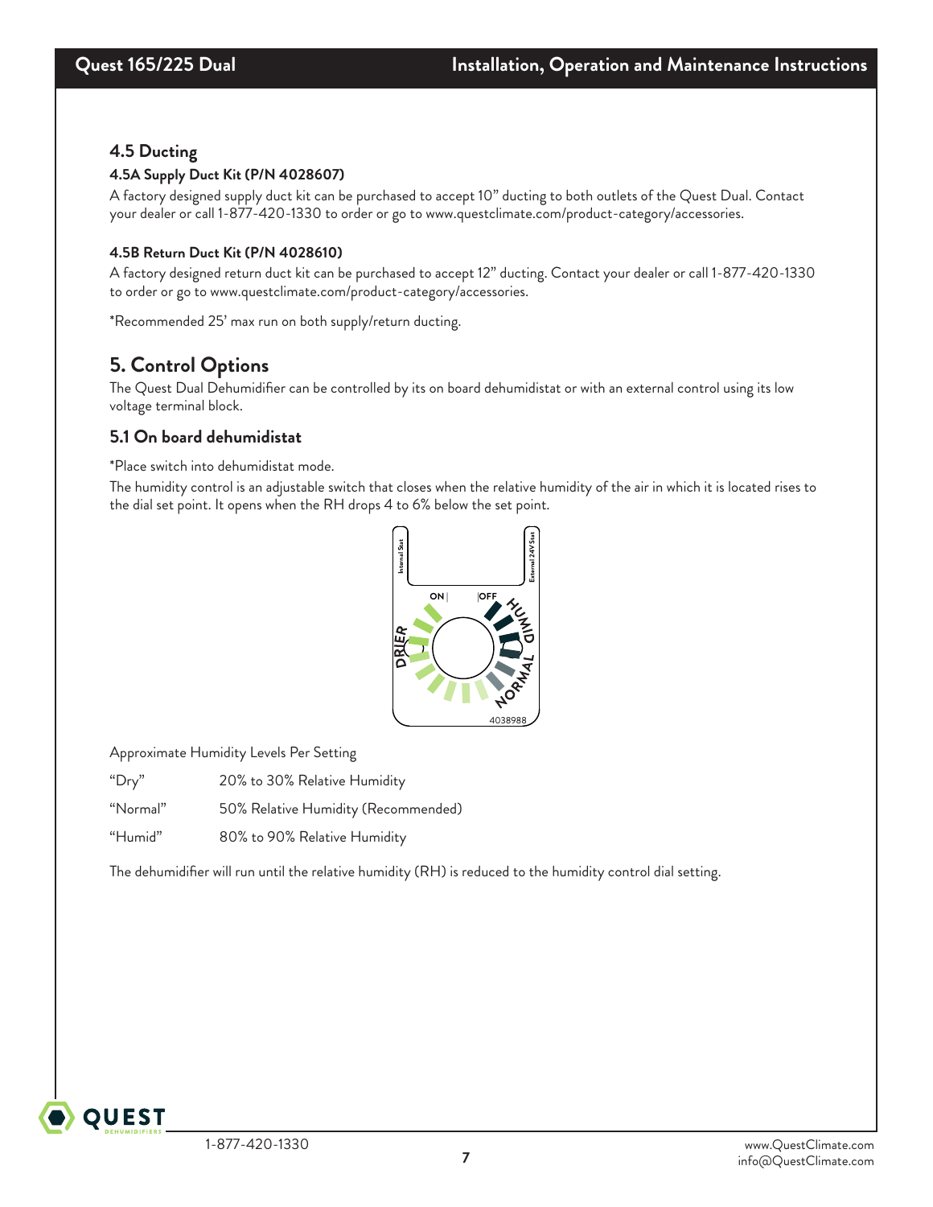## 4.5 Ducting

#### 4.5A Supply Duct Kit (P/N 4028607)

A factory designed supply duct kit can be purchased to accept 10" ducting to both outlets of the Quest Dual. Contact your dealer or call 1-877-420-1330 to order or go to www.questclimate.com/product-category/accessories.

#### 4.5B Return Duct Kit (P/N 4028610)

A factory designed return duct kit can be purchased to accept 12" ducting. Contact your dealer or call 1-877-420-1330 to order or go to www.questclimate.com/product-category/accessories.

*Recommended 25' max run on both supply/return ducting.

# 5. Control Options

The Quest Dual Dehumidifier can be controlled by its on board dehumidistat or with an external control using its low voltage terminal block.

## 5.1 On board dehumidistat

*Place switch into dehumidistat mode.

The humidity control is an adjustable switch that closes when the relative humidity of the air in which it is located rises to the dial set point. It opens when the RH drops 4 to 6% below the set point.

Internal Stat | External 24V Stat | ON | OFF | DRIER | HUMID | NORMAL | 4038988

Approximate Humidity Levels Per Setting

| | |
|---|---|
| "Dry" | 20% to 30% Relative Humidity |
| "Normal" | 50% Relative Humidity (Recommended) |
| "Humid" | 80% to 90% Relative Humidity |

The dehumidifier will run until the relative humidity (RH) is reduced to the humidity control dial setting.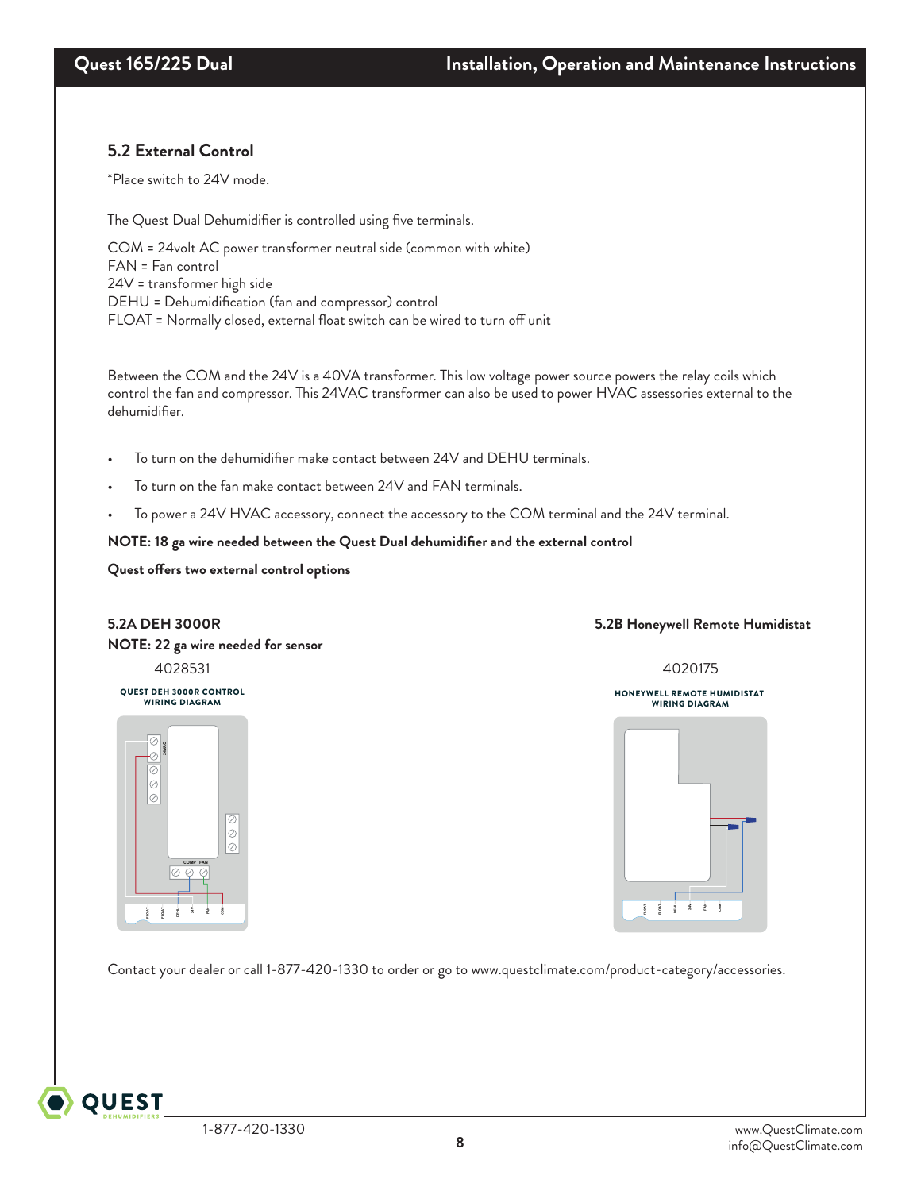## 5.2 External Control

*Place switch to 24V mode.

The Quest Dual Dehumidifier is controlled using five terminals.

COM = 24volt AC power transformer neutral side (common with white)
FAN = Fan control
24V = transformer high side
DEHU = Dehumidification (fan and compressor) control
FLOAT = Normally closed, external float switch can be wired to turn off unit

Between the COM and the 24V is a 40VA transformer. This low voltage power source powers the relay coils which control the fan and compressor. This 24VAC transformer can also be used to power HVAC assessories external to the dehumidifier.

- To turn on the dehumidifier make contact between 24V and DEHU terminals.
- To turn on the fan make contact between 24V and FAN terminals.
- To power a 24V HVAC accessory, connect the accessory to the COM terminal and the 24V terminal.

**NOTE: 18 ga wire needed between the Quest Dual dehumidifier and the external control**

**Quest offers two external control options**

### 5.2A DEH 3000R

**NOTE: 22 ga wire needed for sensor**

4028531

QUEST DEH 3000R CONTROL WIRING DIAGRAM

### 5.2B Honeywell Remote Humidistat

4020175

HONEYWELL REMOTE HUMIDISTAT WIRING DIAGRAM

Contact your dealer or call 1-877-420-1330 to order or go to www.questclimate.com/product-category/accessories.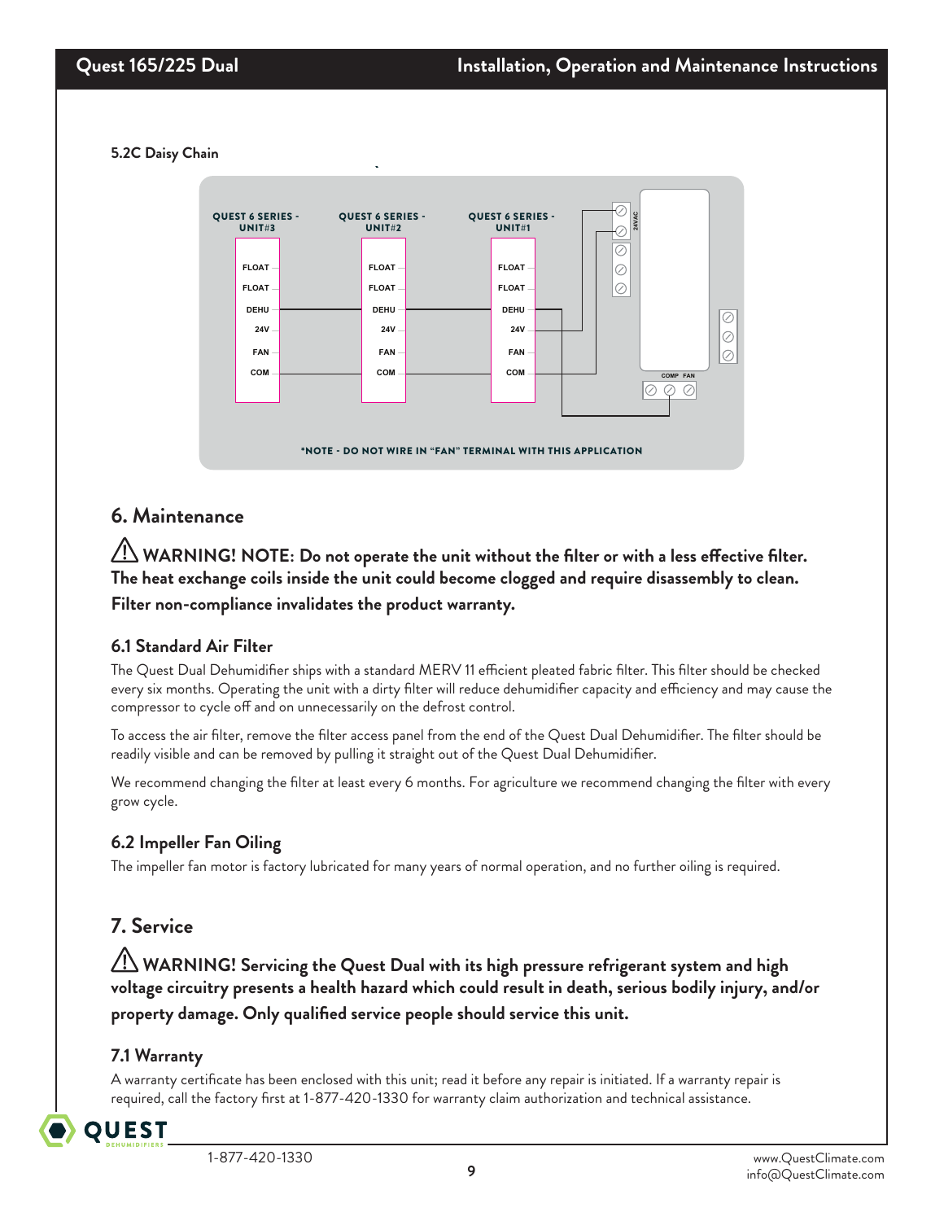### 5.2C Daisy Chain

QUEST 6 SERIES - UNIT#3

QUEST 6 SERIES - UNIT#2

QUEST 6 SERIES - UNIT#1

FLOAT
FLOAT
DEHU
24V
FAN
COM

24VAC

COMP FAN

*NOTE - DO NOT WIRE IN "FAN" TERMINAL WITH THIS APPLICATION

## 6. Maintenance

**⚠ WARNING! NOTE: Do not operate the unit without the filter or with a less effective filter. The heat exchange coils inside the unit could become clogged and require disassembly to clean. Filter non-compliance invalidates the product warranty.**

### 6.1 Standard Air Filter

The Quest Dual Dehumidifier ships with a standard MERV 11 efficient pleated fabric filter. This filter should be checked every six months. Operating the unit with a dirty filter will reduce dehumidifier capacity and efficiency and may cause the compressor to cycle off and on unnecessarily on the defrost control.

To access the air filter, remove the filter access panel from the end of the Quest Dual Dehumidifier. The filter should be readily visible and can be removed by pulling it straight out of the Quest Dual Dehumidifier.

We recommend changing the filter at least every 6 months. For agriculture we recommend changing the filter with every grow cycle.

### 6.2 Impeller Fan Oiling

The impeller fan motor is factory lubricated for many years of normal operation, and no further oiling is required.

## 7. Service

**⚠ WARNING! Servicing the Quest Dual with its high pressure refrigerant system and high voltage circuitry presents a health hazard which could result in death, serious bodily injury, and/or property damage. Only qualified service people should service this unit.**

### 7.1 Warranty

A warranty certificate has been enclosed with this unit; read it before any repair is initiated. If a warranty repair is required, call the factory first at 1-877-420-1330 for warranty claim authorization and technical assistance.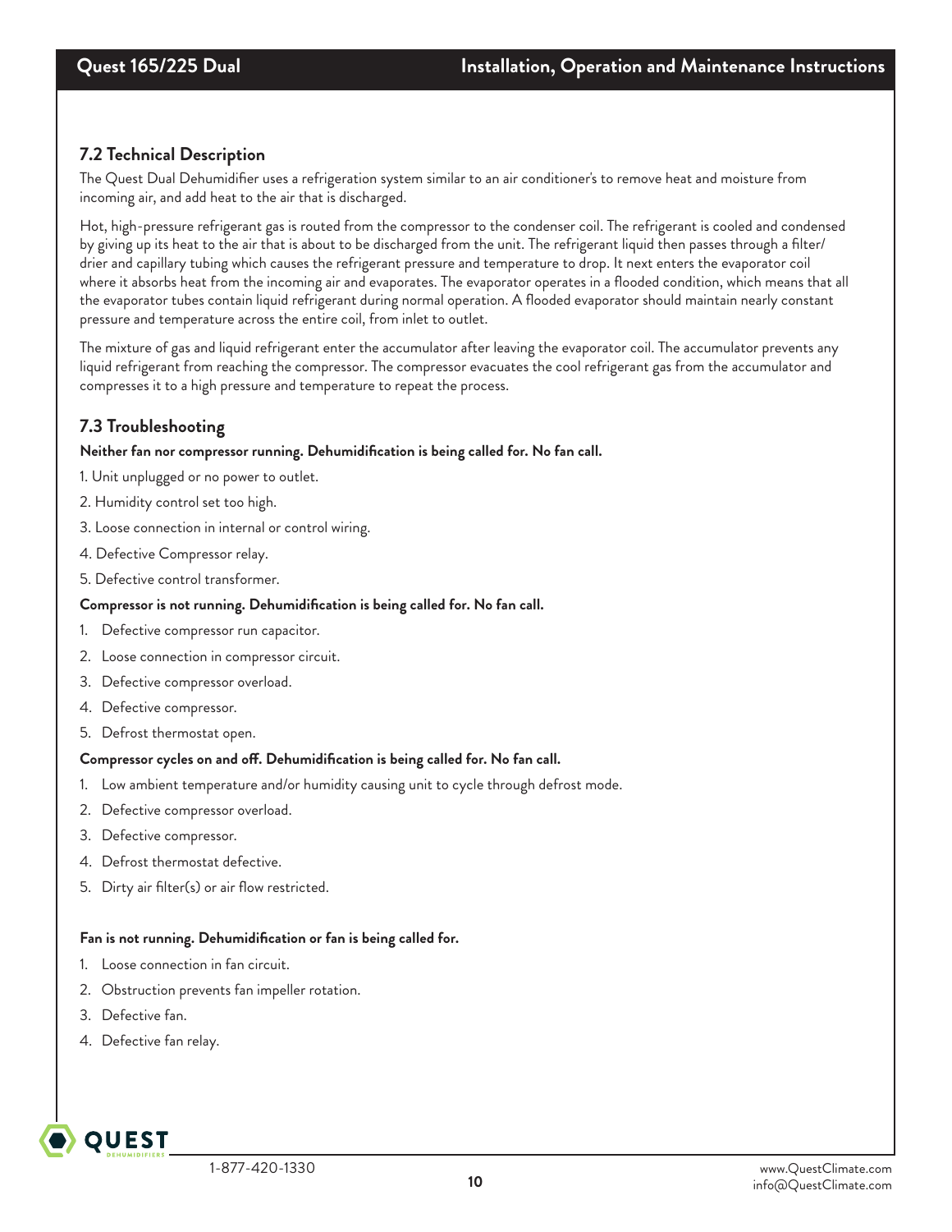## 7.2 Technical Description

The Quest Dual Dehumidifier uses a refrigeration system similar to an air conditioner's to remove heat and moisture from incoming air, and add heat to the air that is discharged.

Hot, high-pressure refrigerant gas is routed from the compressor to the condenser coil. The refrigerant is cooled and condensed by giving up its heat to the air that is about to be discharged from the unit. The refrigerant liquid then passes through a filter/drier and capillary tubing which causes the refrigerant pressure and temperature to drop. It next enters the evaporator coil where it absorbs heat from the incoming air and evaporates. The evaporator operates in a flooded condition, which means that all the evaporator tubes contain liquid refrigerant during normal operation. A flooded evaporator should maintain nearly constant pressure and temperature across the entire coil, from inlet to outlet.

The mixture of gas and liquid refrigerant enter the accumulator after leaving the evaporator coil. The accumulator prevents any liquid refrigerant from reaching the compressor. The compressor evacuates the cool refrigerant gas from the accumulator and compresses it to a high pressure and temperature to repeat the process.

## 7.3 Troubleshooting

**Neither fan nor compressor running. Dehumidification is being called for. No fan call.**

1. Unit unplugged or no power to outlet.
2. Humidity control set too high.
3. Loose connection in internal or control wiring.
4. Defective Compressor relay.
5. Defective control transformer.

**Compressor is not running. Dehumidification is being called for. No fan call.**

1. Defective compressor run capacitor.
2. Loose connection in compressor circuit.
3. Defective compressor overload.
4. Defective compressor.
5. Defrost thermostat open.

**Compressor cycles on and off. Dehumidification is being called for. No fan call.**

1. Low ambient temperature and/or humidity causing unit to cycle through defrost mode.
2. Defective compressor overload.
3. Defective compressor.
4. Defrost thermostat defective.
5. Dirty air filter(s) or air flow restricted.

**Fan is not running. Dehumidification or fan is being called for.**

1. Loose connection in fan circuit.
2. Obstruction prevents fan impeller rotation.
3. Defective fan.
4. Defective fan relay.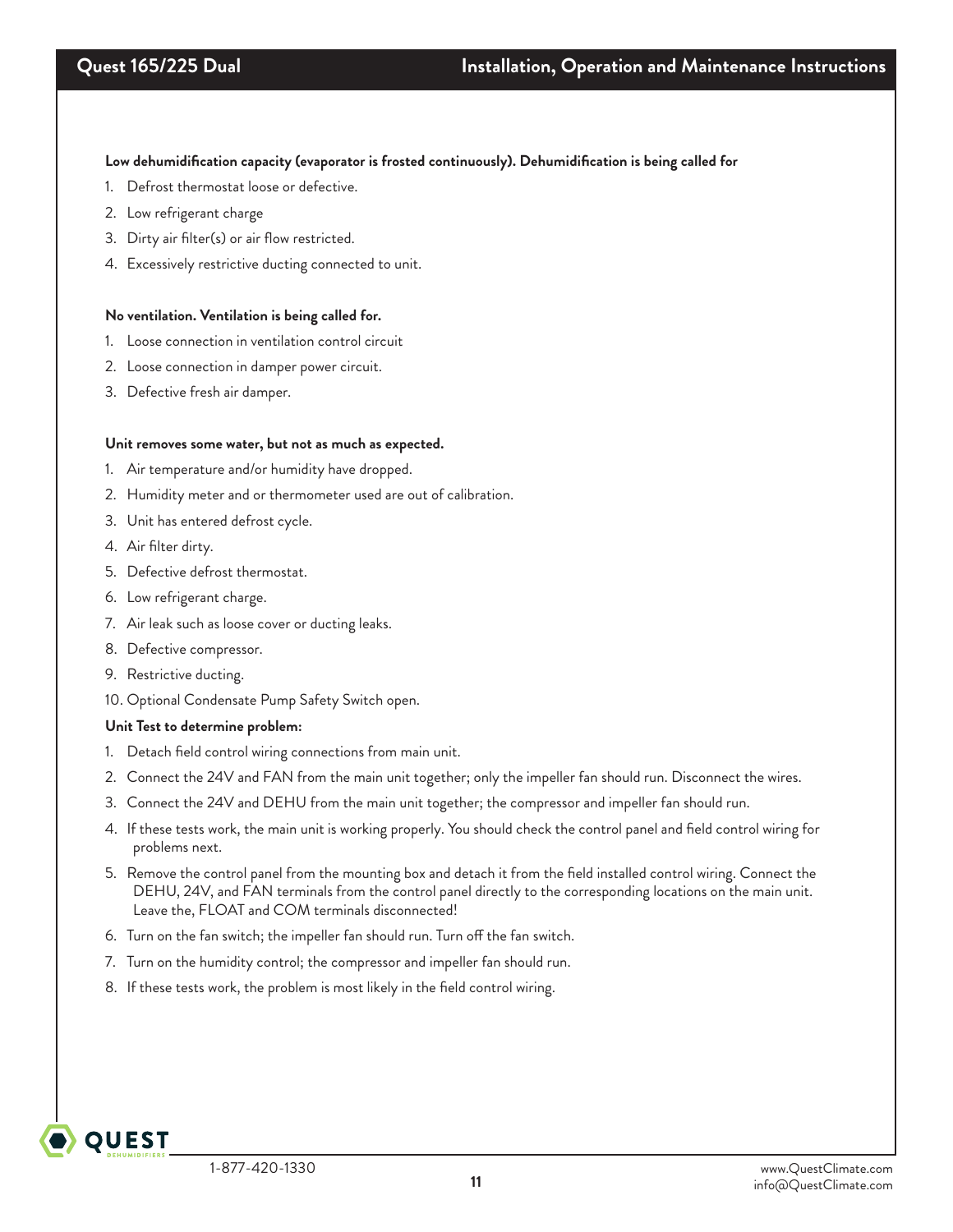**Low dehumidification capacity (evaporator is frosted continuously). Dehumidification is being called for**

1. Defrost thermostat loose or defective.
2. Low refrigerant charge
3. Dirty air filter(s) or air flow restricted.
4. Excessively restrictive ducting connected to unit.

**No ventilation. Ventilation is being called for.**

1. Loose connection in ventilation control circuit
2. Loose connection in damper power circuit.
3. Defective fresh air damper.

**Unit removes some water, but not as much as expected.**

1. Air temperature and/or humidity have dropped.
2. Humidity meter and or thermometer used are out of calibration.
3. Unit has entered defrost cycle.
4. Air filter dirty.
5. Defective defrost thermostat.
6. Low refrigerant charge.
7. Air leak such as loose cover or ducting leaks.
8. Defective compressor.
9. Restrictive ducting.
10. Optional Condensate Pump Safety Switch open.

**Unit Test to determine problem:**

1. Detach field control wiring connections from main unit.
2. Connect the 24V and FAN from the main unit together; only the impeller fan should run. Disconnect the wires.
3. Connect the 24V and DEHU from the main unit together; the compressor and impeller fan should run.
4. If these tests work, the main unit is working properly. You should check the control panel and field control wiring for problems next.
5. Remove the control panel from the mounting box and detach it from the field installed control wiring. Connect the DEHU, 24V, and FAN terminals from the control panel directly to the corresponding locations on the main unit. Leave the, FLOAT and COM terminals disconnected!
6. Turn on the fan switch; the impeller fan should run. Turn off the fan switch.
7. Turn on the humidity control; the compressor and impeller fan should run.
8. If these tests work, the problem is most likely in the field control wiring.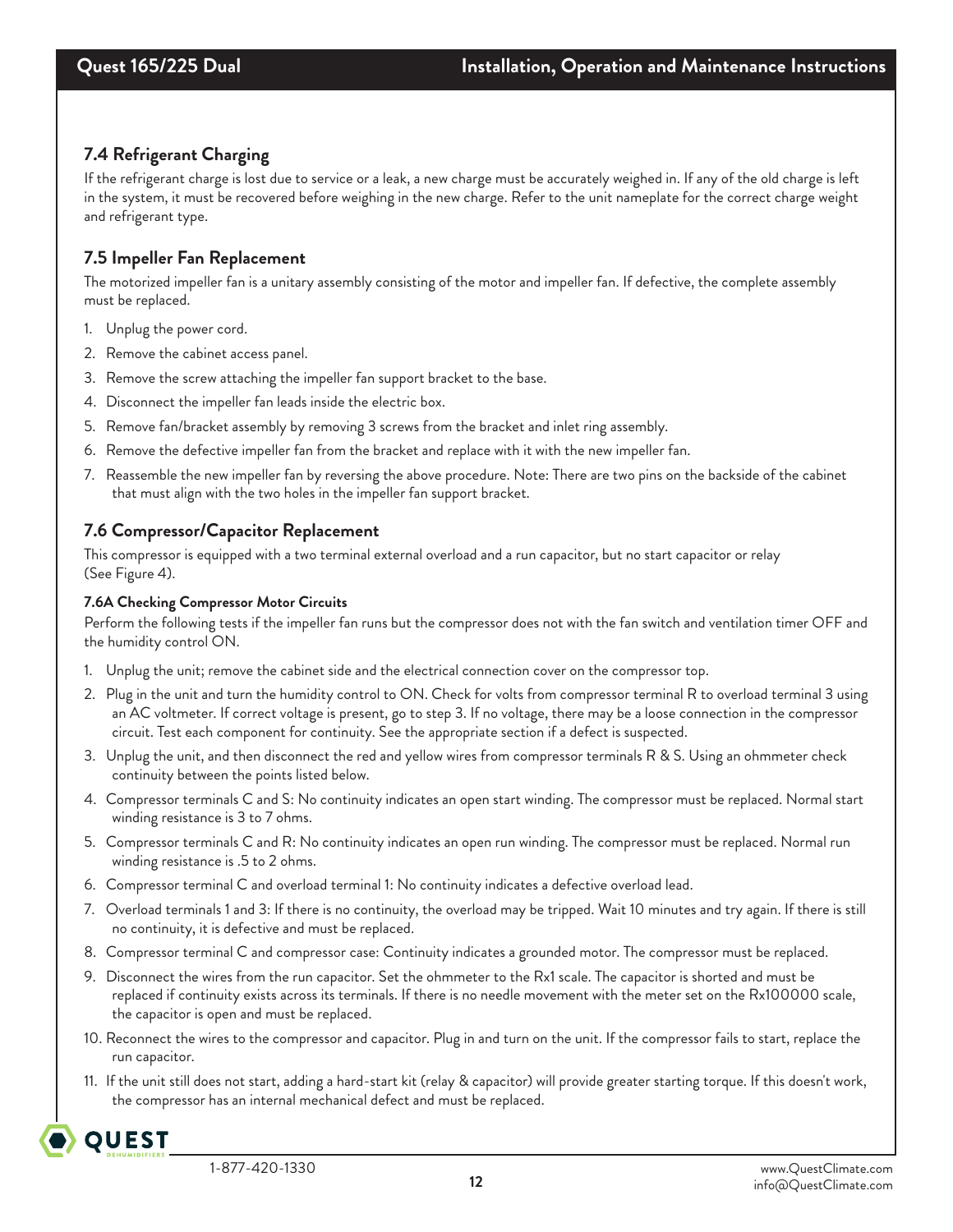## 7.4 Refrigerant Charging

If the refrigerant charge is lost due to service or a leak, a new charge must be accurately weighed in. If any of the old charge is left in the system, it must be recovered before weighing in the new charge. Refer to the unit nameplate for the correct charge weight and refrigerant type.

## 7.5 Impeller Fan Replacement

The motorized impeller fan is a unitary assembly consisting of the motor and impeller fan. If defective, the complete assembly must be replaced.

1. Unplug the power cord.
2. Remove the cabinet access panel.
3. Remove the screw attaching the impeller fan support bracket to the base.
4. Disconnect the impeller fan leads inside the electric box.
5. Remove fan/bracket assembly by removing 3 screws from the bracket and inlet ring assembly.
6. Remove the defective impeller fan from the bracket and replace with it with the new impeller fan.
7. Reassemble the new impeller fan by reversing the above procedure. Note: There are two pins on the backside of the cabinet that must align with the two holes in the impeller fan support bracket.

## 7.6 Compressor/Capacitor Replacement

This compressor is equipped with a two terminal external overload and a run capacitor, but no start capacitor or relay (See Figure 4).

### 7.6A Checking Compressor Motor Circuits

Perform the following tests if the impeller fan runs but the compressor does not with the fan switch and ventilation timer OFF and the humidity control ON.

1. Unplug the unit; remove the cabinet side and the electrical connection cover on the compressor top.
2. Plug in the unit and turn the humidity control to ON. Check for volts from compressor terminal R to overload terminal 3 using an AC voltmeter. If correct voltage is present, go to step 3. If no voltage, there may be a loose connection in the compressor circuit. Test each component for continuity. See the appropriate section if a defect is suspected.
3. Unplug the unit, and then disconnect the red and yellow wires from compressor terminals R & S. Using an ohmmeter check continuity between the points listed below.
4. Compressor terminals C and S: No continuity indicates an open start winding. The compressor must be replaced. Normal start winding resistance is 3 to 7 ohms.
5. Compressor terminals C and R: No continuity indicates an open run winding. The compressor must be replaced. Normal run winding resistance is .5 to 2 ohms.
6. Compressor terminal C and overload terminal 1: No continuity indicates a defective overload lead.
7. Overload terminals 1 and 3: If there is no continuity, the overload may be tripped. Wait 10 minutes and try again. If there is still no continuity, it is defective and must be replaced.
8. Compressor terminal C and compressor case: Continuity indicates a grounded motor. The compressor must be replaced.
9. Disconnect the wires from the run capacitor. Set the ohmmeter to the Rx1 scale. The capacitor is shorted and must be replaced if continuity exists across its terminals. If there is no needle movement with the meter set on the Rx100000 scale, the capacitor is open and must be replaced.
10. Reconnect the wires to the compressor and capacitor. Plug in and turn on the unit. If the compressor fails to start, replace the run capacitor.
11. If the unit still does not start, adding a hard-start kit (relay & capacitor) will provide greater starting torque. If this doesn't work, the compressor has an internal mechanical defect and must be replaced.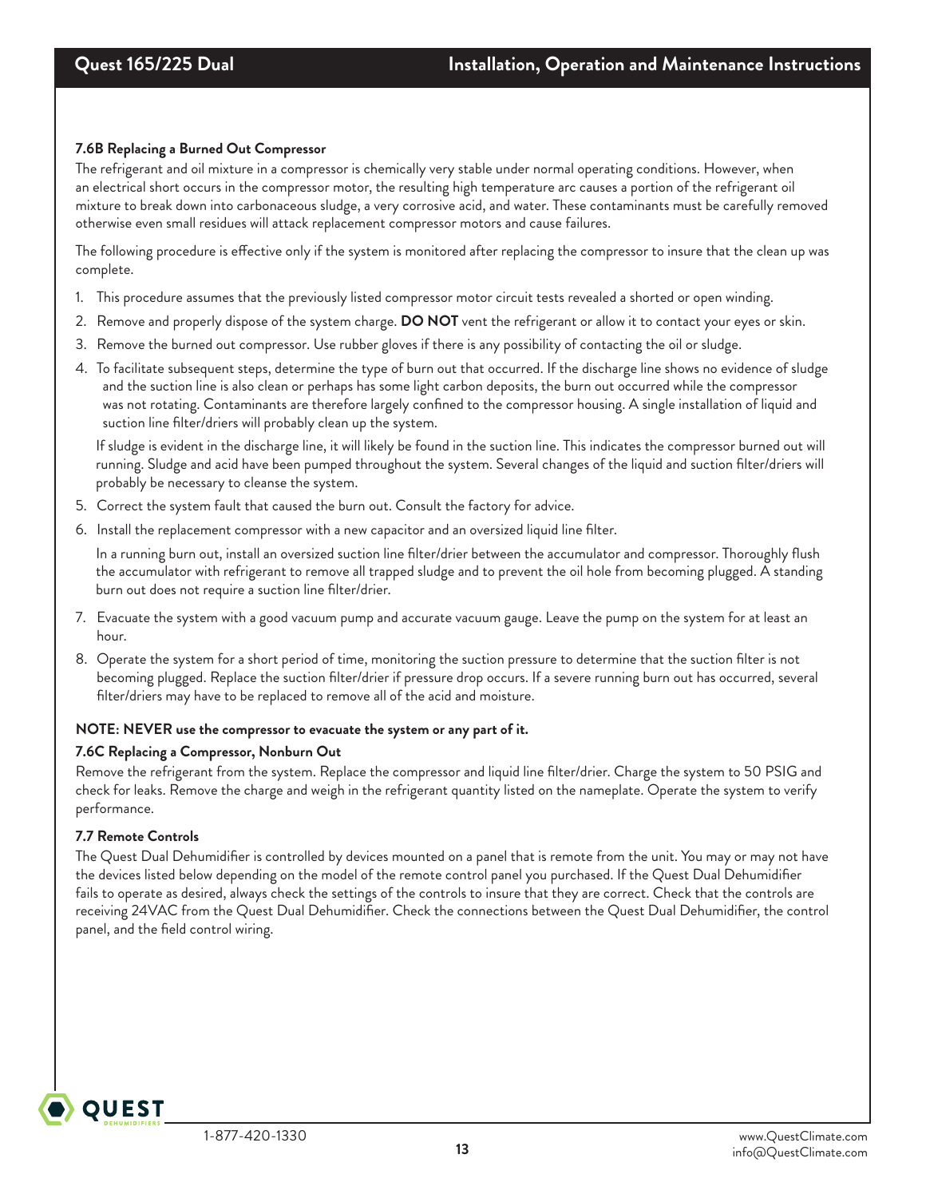#### 7.6B Replacing a Burned Out Compressor

The refrigerant and oil mixture in a compressor is chemically very stable under normal operating conditions. However, when an electrical short occurs in the compressor motor, the resulting high temperature arc causes a portion of the refrigerant oil mixture to break down into carbonaceous sludge, a very corrosive acid, and water. These contaminants must be carefully removed otherwise even small residues will attack replacement compressor motors and cause failures.

The following procedure is effective only if the system is monitored after replacing the compressor to insure that the clean up was complete.

1. This procedure assumes that the previously listed compressor motor circuit tests revealed a shorted or open winding.
2. Remove and properly dispose of the system charge. **DO NOT** vent the refrigerant or allow it to contact your eyes or skin.
3. Remove the burned out compressor. Use rubber gloves if there is any possibility of contacting the oil or sludge.
4. To facilitate subsequent steps, determine the type of burn out that occurred. If the discharge line shows no evidence of sludge and the suction line is also clean or perhaps has some light carbon deposits, the burn out occurred while the compressor was not rotating. Contaminants are therefore largely confined to the compressor housing. A single installation of liquid and suction line filter/driers will probably clean up the system.

   If sludge is evident in the discharge line, it will likely be found in the suction line. This indicates the compressor burned out will running. Sludge and acid have been pumped throughout the system. Several changes of the liquid and suction filter/driers will probably be necessary to cleanse the system.
5. Correct the system fault that caused the burn out. Consult the factory for advice.
6. Install the replacement compressor with a new capacitor and an oversized liquid line filter.

   In a running burn out, install an oversized suction line filter/drier between the accumulator and compressor. Thoroughly flush the accumulator with refrigerant to remove all trapped sludge and to prevent the oil hole from becoming plugged. A standing burn out does not require a suction line filter/drier.
7. Evacuate the system with a good vacuum pump and accurate vacuum gauge. Leave the pump on the system for at least an hour.
8. Operate the system for a short period of time, monitoring the suction pressure to determine that the suction filter is not becoming plugged. Replace the suction filter/drier if pressure drop occurs. If a severe running burn out has occurred, several filter/driers may have to be replaced to remove all of the acid and moisture.

**NOTE: NEVER use the compressor to evacuate the system or any part of it.**

#### 7.6C Replacing a Compressor, Nonburn Out

Remove the refrigerant from the system. Replace the compressor and liquid line filter/drier. Charge the system to 50 PSIG and check for leaks. Remove the charge and weigh in the refrigerant quantity listed on the nameplate. Operate the system to verify performance.

#### 7.7 Remote Controls

The Quest Dual Dehumidifier is controlled by devices mounted on a panel that is remote from the unit. You may or may not have the devices listed below depending on the model of the remote control panel you purchased. If the Quest Dual Dehumidifier fails to operate as desired, always check the settings of the controls to insure that they are correct. Check that the controls are receiving 24VAC from the Quest Dual Dehumidifier. Check the connections between the Quest Dual Dehumidifier, the control panel, and the field control wiring.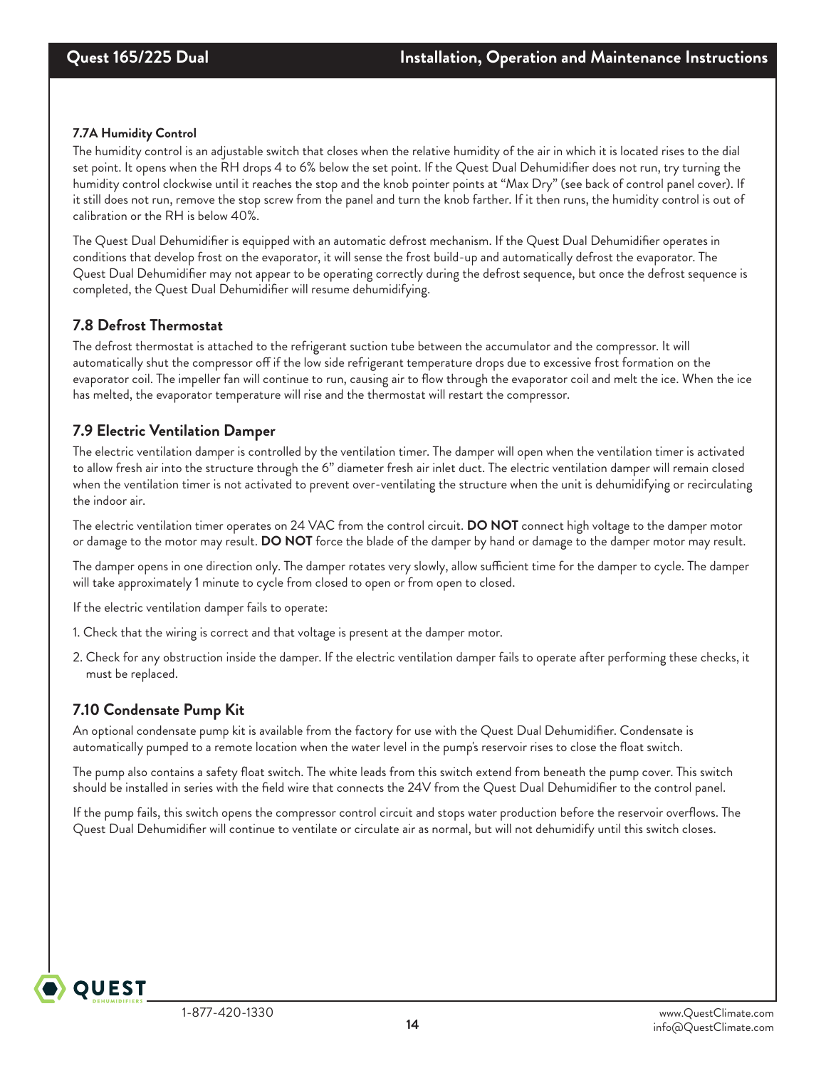#### 7.7A Humidity Control

The humidity control is an adjustable switch that closes when the relative humidity of the air in which it is located rises to the dial set point. It opens when the RH drops 4 to 6% below the set point. If the Quest Dual Dehumidifier does not run, try turning the humidity control clockwise until it reaches the stop and the knob pointer points at "Max Dry" (see back of control panel cover). If it still does not run, remove the stop screw from the panel and turn the knob farther. If it then runs, the humidity control is out of calibration or the RH is below 40%.

The Quest Dual Dehumidifier is equipped with an automatic defrost mechanism. If the Quest Dual Dehumidifier operates in conditions that develop frost on the evaporator, it will sense the frost build-up and automatically defrost the evaporator. The Quest Dual Dehumidifier may not appear to be operating correctly during the defrost sequence, but once the defrost sequence is completed, the Quest Dual Dehumidifier will resume dehumidifying.

### 7.8 Defrost Thermostat

The defrost thermostat is attached to the refrigerant suction tube between the accumulator and the compressor. It will automatically shut the compressor off if the low side refrigerant temperature drops due to excessive frost formation on the evaporator coil. The impeller fan will continue to run, causing air to flow through the evaporator coil and melt the ice. When the ice has melted, the evaporator temperature will rise and the thermostat will restart the compressor.

### 7.9 Electric Ventilation Damper

The electric ventilation damper is controlled by the ventilation timer. The damper will open when the ventilation timer is activated to allow fresh air into the structure through the 6" diameter fresh air inlet duct. The electric ventilation damper will remain closed when the ventilation timer is not activated to prevent over-ventilating the structure when the unit is dehumidifying or recirculating the indoor air.

The electric ventilation timer operates on 24 VAC from the control circuit. **DO NOT** connect high voltage to the damper motor or damage to the motor may result. **DO NOT** force the blade of the damper by hand or damage to the damper motor may result.

The damper opens in one direction only. The damper rotates very slowly, allow sufficient time for the damper to cycle. The damper will take approximately 1 minute to cycle from closed to open or from open to closed.

If the electric ventilation damper fails to operate:

1. Check that the wiring is correct and that voltage is present at the damper motor.
2. Check for any obstruction inside the damper. If the electric ventilation damper fails to operate after performing these checks, it must be replaced.

### 7.10 Condensate Pump Kit

An optional condensate pump kit is available from the factory for use with the Quest Dual Dehumidifier. Condensate is automatically pumped to a remote location when the water level in the pump's reservoir rises to close the float switch.

The pump also contains a safety float switch. The white leads from this switch extend from beneath the pump cover. This switch should be installed in series with the field wire that connects the 24V from the Quest Dual Dehumidifier to the control panel.

If the pump fails, this switch opens the compressor control circuit and stops water production before the reservoir overflows. The Quest Dual Dehumidifier will continue to ventilate or circulate air as normal, but will not dehumidify until this switch closes.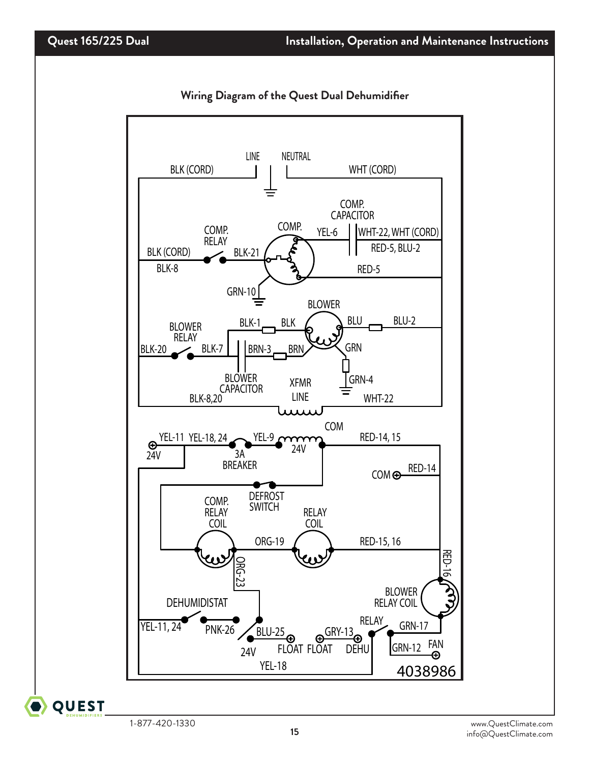## Wiring Diagram of the Quest Dual Dehumidifier

LINE NEUTRAL

BLK (CORD) WHT (CORD)

COMP. CAPACITOR

COMP. RELAY COMP. YEL-6 WHT-22, WHT (CORD)

BLK (CORD) BLK-21 RED-5, BLU-2

BLK-8 RED-5

GRN-10

BLOWER

BLOWER RELAY BLK-1 BLK BLU BLU-2

BLK-20 BLK-7 BRN-3 BRN GRN

BLOWER CAPACITOR XFMR GRN-4

BLK-8,20 LINE WHT-22

COM

YEL-11 YEL-18, 24 YEL-9 RED-14, 15

24V 3A BREAKER 24V

COM RED-14

DEFROST SWITCH

COMP. RELAY COIL RELAY COIL

ORG-19 RED-15, 16

ORG-23 RED-16

BLOWER RELAY COIL

DEHUMIDISTAT RELAY

YEL-11, 24 PNK-26 BLU-25 GRY-13 GRN-17

24V FLOAT FLOAT DEHU GRN-12 FAN

YEL-18

4038986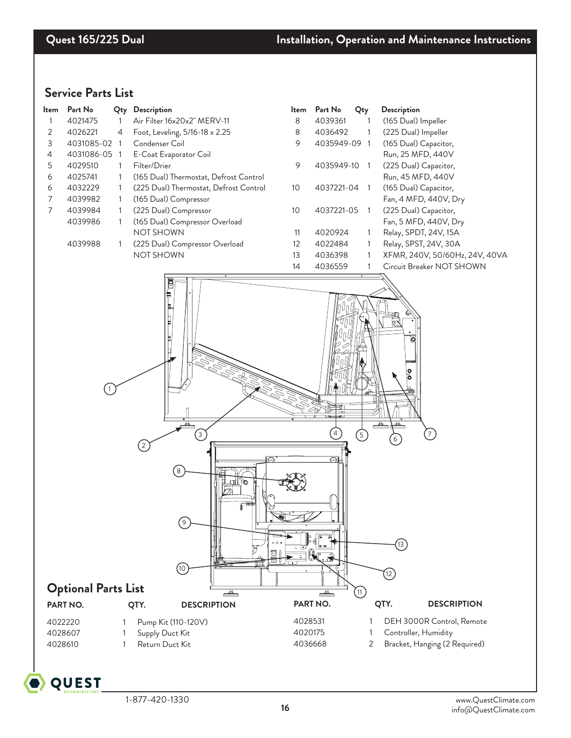## Service Parts List

| Item | Part No | Qty | Description |
|---|---|---|---|
| 1 | 4021475 | 1 | Air Filter 16x20x2" MERV-11 |
| 2 | 4026221 | 4 | Foot, Leveling, 5/16-18 x 2.25 |
| 3 | 4031085-02 | 1 | Condenser Coil |
| 4 | 4031086-05 | 1 | E-Coat Evaporator Coil |
| 5 | 4029510 | 1 | Filter/Drier |
| 6 | 4025741 | 1 | (165 Dual) Thermostat, Defrost Control |
| 6 | 4032229 | 1 | (225 Dual) Thermostat, Defrost Control |
| 7 | 4039982 | 1 | (165 Dual) Compressor |
| 7 | 4039984 | 1 | (225 Dual) Compressor |
| | 4039986 | 1 | (165 Dual) Compressor Overload NOT SHOWN |
| | 4039988 | 1 | (225 Dual) Compressor Overload NOT SHOWN |
| 8 | 4039361 | 1 | (165 Dual) Impeller |
| 8 | 4036492 | 1 | (225 Dual) Impeller |
| 9 | 4035949-09 | 1 | (165 Dual) Capacitor, Run, 25 MFD, 440V |
| 9 | 4035949-10 | 1 | (225 Dual) Capacitor, Run, 45 MFD, 440V |
| 10 | 4037221-04 | 1 | (165 Dual) Capacitor, Fan, 4 MFD, 440V, Dry |
| 10 | 4037221-05 | 1 | (225 Dual) Capacitor, Fan, 5 MFD, 440V, Dry |
| 11 | 4020924 | 1 | Relay, SPDT, 24V, 15A |
| 12 | 4022484 | 1 | Relay, SPST, 24V, 30A |
| 13 | 4036398 | 1 | XFMR, 240V, 50/60Hz, 24V, 40VA |
| 14 | 4036559 | 1 | Circuit Breaker NOT SHOWN |

## Optional Parts List

| PART NO. | QTY. | DESCRIPTION |
|---|---|---|
| 4022220 | 1 | Pump Kit (110-120V) |
| 4028607 | 1 | Supply Duct Kit |
| 4028610 | 1 | Return Duct Kit |
| 4028531 | 1 | DEH 3000R Control, Remote |
| 4020175 | 1 | Controller, Humidity |
| 4036668 | 2 | Bracket, Hanging (2 Required) |

1-877-420-1330

www.QuestClimate.com
info@QuestClimate.com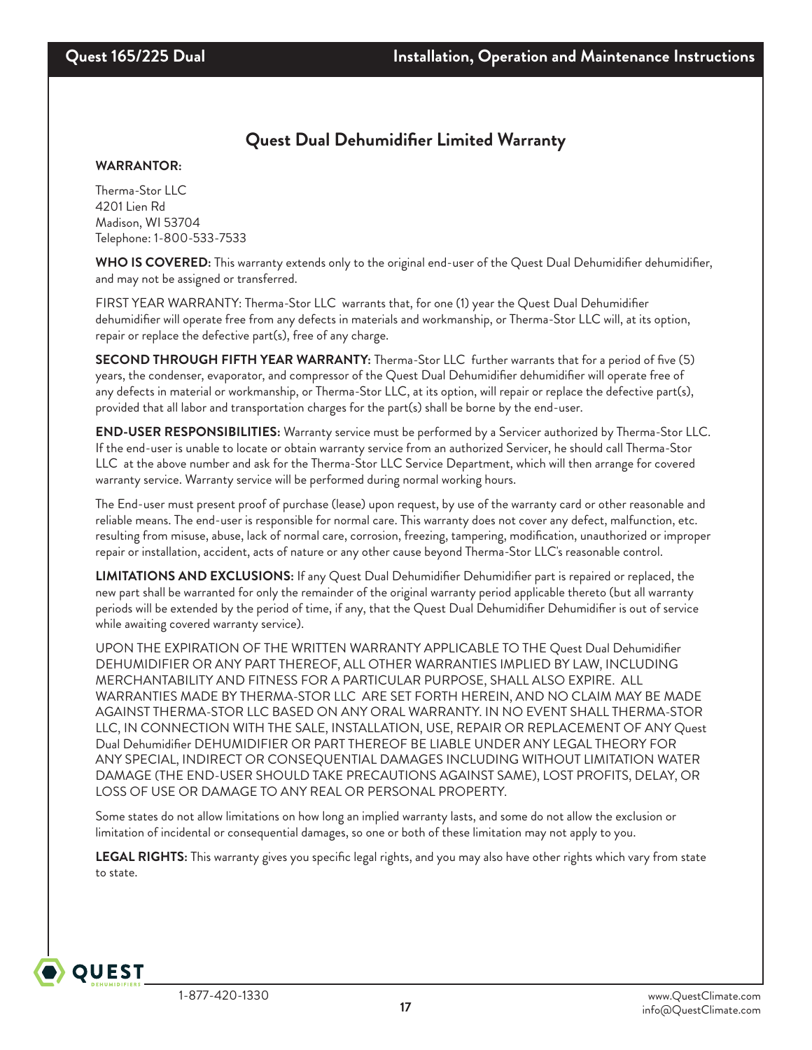## Quest Dual Dehumidifier Limited Warranty

**WARRANTOR:**

Therma-Stor LLC
4201 Lien Rd
Madison, WI 53704
Telephone: 1-800-533-7533

**WHO IS COVERED:** This warranty extends only to the original end-user of the Quest Dual Dehumidifier dehumidifier, and may not be assigned or transferred.

FIRST YEAR WARRANTY: Therma-Stor LLC warrants that, for one (1) year the Quest Dual Dehumidifier dehumidifier will operate free from any defects in materials and workmanship, or Therma-Stor LLC will, at its option, repair or replace the defective part(s), free of any charge.

**SECOND THROUGH FIFTH YEAR WARRANTY:** Therma-Stor LLC further warrants that for a period of five (5) years, the condenser, evaporator, and compressor of the Quest Dual Dehumidifier dehumidifier will operate free of any defects in material or workmanship, or Therma-Stor LLC, at its option, will repair or replace the defective part(s), provided that all labor and transportation charges for the part(s) shall be borne by the end-user.

**END-USER RESPONSIBILITIES:** Warranty service must be performed by a Servicer authorized by Therma-Stor LLC. If the end-user is unable to locate or obtain warranty service from an authorized Servicer, he should call Therma-Stor LLC at the above number and ask for the Therma-Stor LLC Service Department, which will then arrange for covered warranty service. Warranty service will be performed during normal working hours.

The End-user must present proof of purchase (lease) upon request, by use of the warranty card or other reasonable and reliable means. The end-user is responsible for normal care. This warranty does not cover any defect, malfunction, etc. resulting from misuse, abuse, lack of normal care, corrosion, freezing, tampering, modification, unauthorized or improper repair or installation, accident, acts of nature or any other cause beyond Therma-Stor LLC's reasonable control.

**LIMITATIONS AND EXCLUSIONS:** If any Quest Dual Dehumidifier Dehumidifier part is repaired or replaced, the new part shall be warranted for only the remainder of the original warranty period applicable thereto (but all warranty periods will be extended by the period of time, if any, that the Quest Dual Dehumidifier Dehumidifier is out of service while awaiting covered warranty service).

UPON THE EXPIRATION OF THE WRITTEN WARRANTY APPLICABLE TO THE Quest Dual Dehumidifier DEHUMIDIFIER OR ANY PART THEREOF, ALL OTHER WARRANTIES IMPLIED BY LAW, INCLUDING MERCHANTABILITY AND FITNESS FOR A PARTICULAR PURPOSE, SHALL ALSO EXPIRE. ALL WARRANTIES MADE BY THERMA-STOR LLC ARE SET FORTH HEREIN, AND NO CLAIM MAY BE MADE AGAINST THERMA-STOR LLC BASED ON ANY ORAL WARRANTY. IN NO EVENT SHALL THERMA-STOR LLC, IN CONNECTION WITH THE SALE, INSTALLATION, USE, REPAIR OR REPLACEMENT OF ANY Quest Dual Dehumidifier DEHUMIDIFIER OR PART THEREOF BE LIABLE UNDER ANY LEGAL THEORY FOR ANY SPECIAL, INDIRECT OR CONSEQUENTIAL DAMAGES INCLUDING WITHOUT LIMITATION WATER DAMAGE (THE END-USER SHOULD TAKE PRECAUTIONS AGAINST SAME), LOST PROFITS, DELAY, OR LOSS OF USE OR DAMAGE TO ANY REAL OR PERSONAL PROPERTY.

Some states do not allow limitations on how long an implied warranty lasts, and some do not allow the exclusion or limitation of incidental or consequential damages, so one or both of these limitation may not apply to you.

**LEGAL RIGHTS:** This warranty gives you specific legal rights, and you may also have other rights which vary from state to state.